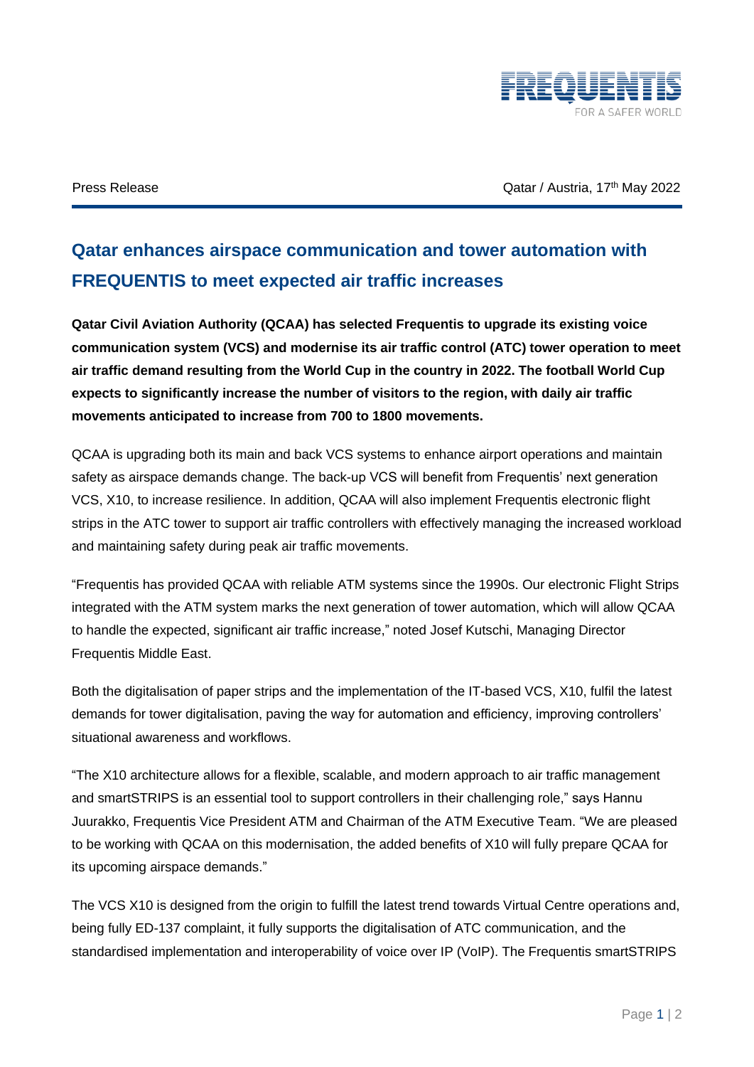FREQUENTIS
FOR A SAFER WORLD

Press Release

Qatar / Austria, 17th May 2022

# Qatar enhances airspace communication and tower automation with FREQUENTIS to meet expected air traffic increases

**Qatar Civil Aviation Authority (QCAA) has selected Frequentis to upgrade its existing voice communication system (VCS) and modernise its air traffic control (ATC) tower operation to meet air traffic demand resulting from the World Cup in the country in 2022. The football World Cup expects to significantly increase the number of visitors to the region, with daily air traffic movements anticipated to increase from 700 to 1800 movements.**

QCAA is upgrading both its main and back VCS systems to enhance airport operations and maintain safety as airspace demands change. The back-up VCS will benefit from Frequentis' next generation VCS, X10, to increase resilience. In addition, QCAA will also implement Frequentis electronic flight strips in the ATC tower to support air traffic controllers with effectively managing the increased workload and maintaining safety during peak air traffic movements.

"Frequentis has provided QCAA with reliable ATM systems since the 1990s. Our electronic Flight Strips integrated with the ATM system marks the next generation of tower automation, which will allow QCAA to handle the expected, significant air traffic increase," noted Josef Kutschi, Managing Director Frequentis Middle East.

Both the digitalisation of paper strips and the implementation of the IT-based VCS, X10, fulfil the latest demands for tower digitalisation, paving the way for automation and efficiency, improving controllers' situational awareness and workflows.

"The X10 architecture allows for a flexible, scalable, and modern approach to air traffic management and smartSTRIPS is an essential tool to support controllers in their challenging role," says Hannu Juurakko, Frequentis Vice President ATM and Chairman of the ATM Executive Team. "We are pleased to be working with QCAA on this modernisation, the added benefits of X10 will fully prepare QCAA for its upcoming airspace demands."

The VCS X10 is designed from the origin to fulfill the latest trend towards Virtual Centre operations and, being fully ED-137 complaint, it fully supports the digitalisation of ATC communication, and the standardised implementation and interoperability of voice over IP (VoIP). The Frequentis smartSTRIPS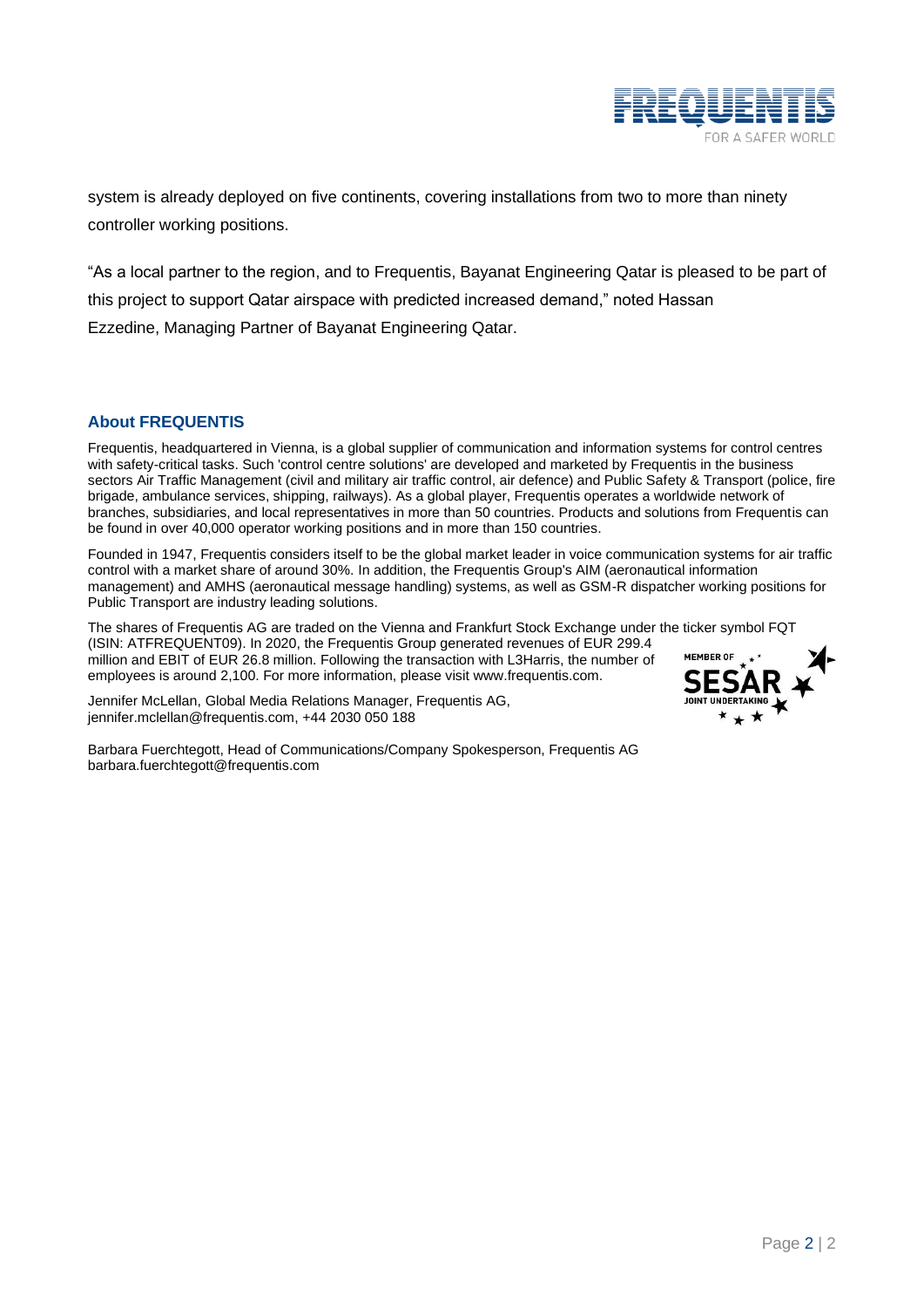system is already deployed on five continents, covering installations from two to more than ninety controller working positions.

"As a local partner to the region, and to Frequentis, Bayanat Engineering Qatar is pleased to be part of this project to support Qatar airspace with predicted increased demand," noted Hassan Ezzedine, Managing Partner of Bayanat Engineering Qatar.

## About FREQUENTIS

Frequentis, headquartered in Vienna, is a global supplier of communication and information systems for control centres with safety-critical tasks. Such 'control centre solutions' are developed and marketed by Frequentis in the business sectors Air Traffic Management (civil and military air traffic control, air defence) and Public Safety & Transport (police, fire brigade, ambulance services, shipping, railways). As a global player, Frequentis operates a worldwide network of branches, subsidiaries, and local representatives in more than 50 countries. Products and solutions from Frequentis can be found in over 40,000 operator working positions and in more than 150 countries.

Founded in 1947, Frequentis considers itself to be the global market leader in voice communication systems for air traffic control with a market share of around 30%. In addition, the Frequentis Group's AIM (aeronautical information management) and AMHS (aeronautical message handling) systems, as well as GSM-R dispatcher working positions for Public Transport are industry leading solutions.

The shares of Frequentis AG are traded on the Vienna and Frankfurt Stock Exchange under the ticker symbol FQT (ISIN: ATFREQUENT09). In 2020, the Frequentis Group generated revenues of EUR 299.4 million and EBIT of EUR 26.8 million. Following the transaction with L3Harris, the number of employees is around 2,100. For more information, please visit www.frequentis.com.

Jennifer McLellan, Global Media Relations Manager, Frequentis AG, jennifer.mclellan@frequentis.com, +44 2030 050 188

Barbara Fuerchtegott, Head of Communications/Company Spokesperson, Frequentis AG barbara.fuerchtegott@frequentis.com